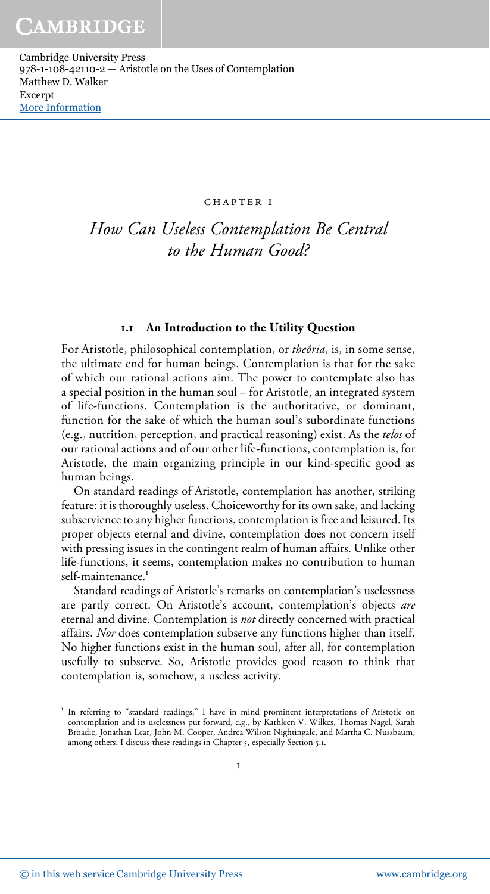# CHAPTER 1

# *How Can Useless Contemplation Be Central to the Human Good?*

## 1.1 An Introduction to the Utility Question

For Aristotle, philosophical contemplation, or *theôria*, is, in some sense, the ultimate end for human beings. Contemplation is that for the sake of which our rational actions aim. The power to contemplate also has a special position in the human soul – for Aristotle, an integrated system of life-functions. Contemplation is the authoritative, or dominant, function for the sake of which the human soul's subordinate functions (e.g., nutrition, perception, and practical reasoning) exist. As the *telos* of our rational actions and of our other life-functions, contemplation is, for Aristotle, the main organizing principle in our kind-specific good as human beings.

On standard readings of Aristotle, contemplation has another, striking feature: it is thoroughly useless. Choiceworthy for its own sake, and lacking subservience to any higher functions, contemplation is free and leisured. Its proper objects eternal and divine, contemplation does not concern itself with pressing issues in the contingent realm of human affairs. Unlike other life-functions, it seems, contemplation makes no contribution to human self-maintenance.[1]

Standard readings of Aristotle's remarks on contemplation's uselessness are partly correct. On Aristotle's account, contemplation's objects *are* eternal and divine. Contemplation is *not* directly concerned with practical affairs. *Nor* does contemplation subserve any functions higher than itself. No higher functions exist in the human soul, after all, for contemplation usefully to subserve. So, Aristotle provides good reason to think that contemplation is, somehow, a useless activity.

[1] In referring to "standard readings," I have in mind prominent interpretations of Aristotle on contemplation and its uselessness put forward, e.g., by Kathleen V. Wilkes, Thomas Nagel, Sarah Broadie, Jonathan Lear, John M. Cooper, Andrea Wilson Nightingale, and Martha C. Nussbaum, among others. I discuss these readings in Chapter 5, especially Section 5.1.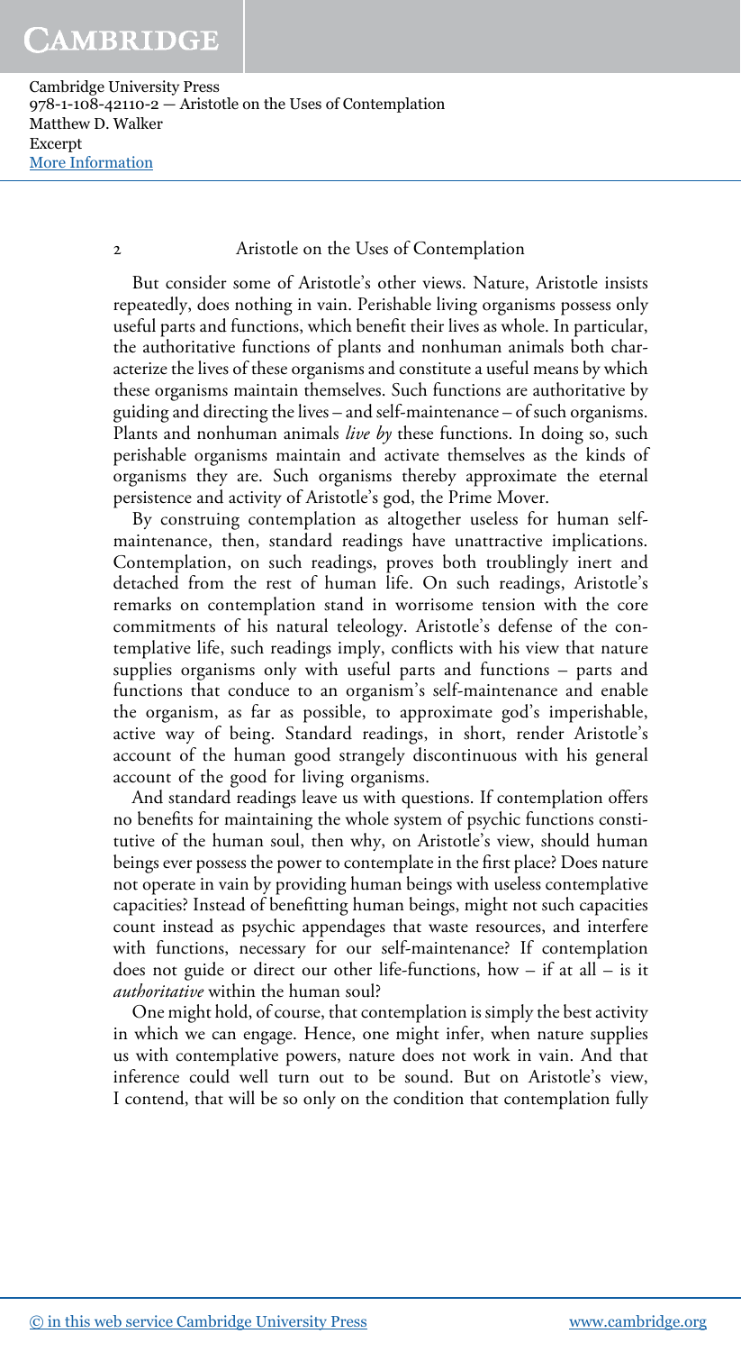But consider some of Aristotle's other views. Nature, Aristotle insists repeatedly, does nothing in vain. Perishable living organisms possess only useful parts and functions, which benefit their lives as whole. In particular, the authoritative functions of plants and nonhuman animals both characterize the lives of these organisms and constitute a useful means by which these organisms maintain themselves. Such functions are authoritative by guiding and directing the lives – and self-maintenance – of such organisms. Plants and nonhuman animals *live by* these functions. In doing so, such perishable organisms maintain and activate themselves as the kinds of organisms they are. Such organisms thereby approximate the eternal persistence and activity of Aristotle's god, the Prime Mover.

By construing contemplation as altogether useless for human self-maintenance, then, standard readings have unattractive implications. Contemplation, on such readings, proves both troublingly inert and detached from the rest of human life. On such readings, Aristotle's remarks on contemplation stand in worrisome tension with the core commitments of his natural teleology. Aristotle's defense of the contemplative life, such readings imply, conflicts with his view that nature supplies organisms only with useful parts and functions – parts and functions that conduce to an organism's self-maintenance and enable the organism, as far as possible, to approximate god's imperishable, active way of being. Standard readings, in short, render Aristotle's account of the human good strangely discontinuous with his general account of the good for living organisms.

And standard readings leave us with questions. If contemplation offers no benefits for maintaining the whole system of psychic functions constitutive of the human soul, then why, on Aristotle's view, should human beings ever possess the power to contemplate in the first place? Does nature not operate in vain by providing human beings with useless contemplative capacities? Instead of benefitting human beings, might not such capacities count instead as psychic appendages that waste resources, and interfere with functions, necessary for our self-maintenance? If contemplation does not guide or direct our other life-functions, how – if at all – is it *authoritative* within the human soul?

One might hold, of course, that contemplation is simply the best activity in which we can engage. Hence, one might infer, when nature supplies us with contemplative powers, nature does not work in vain. And that inference could well turn out to be sound. But on Aristotle's view, I contend, that will be so only on the condition that contemplation fully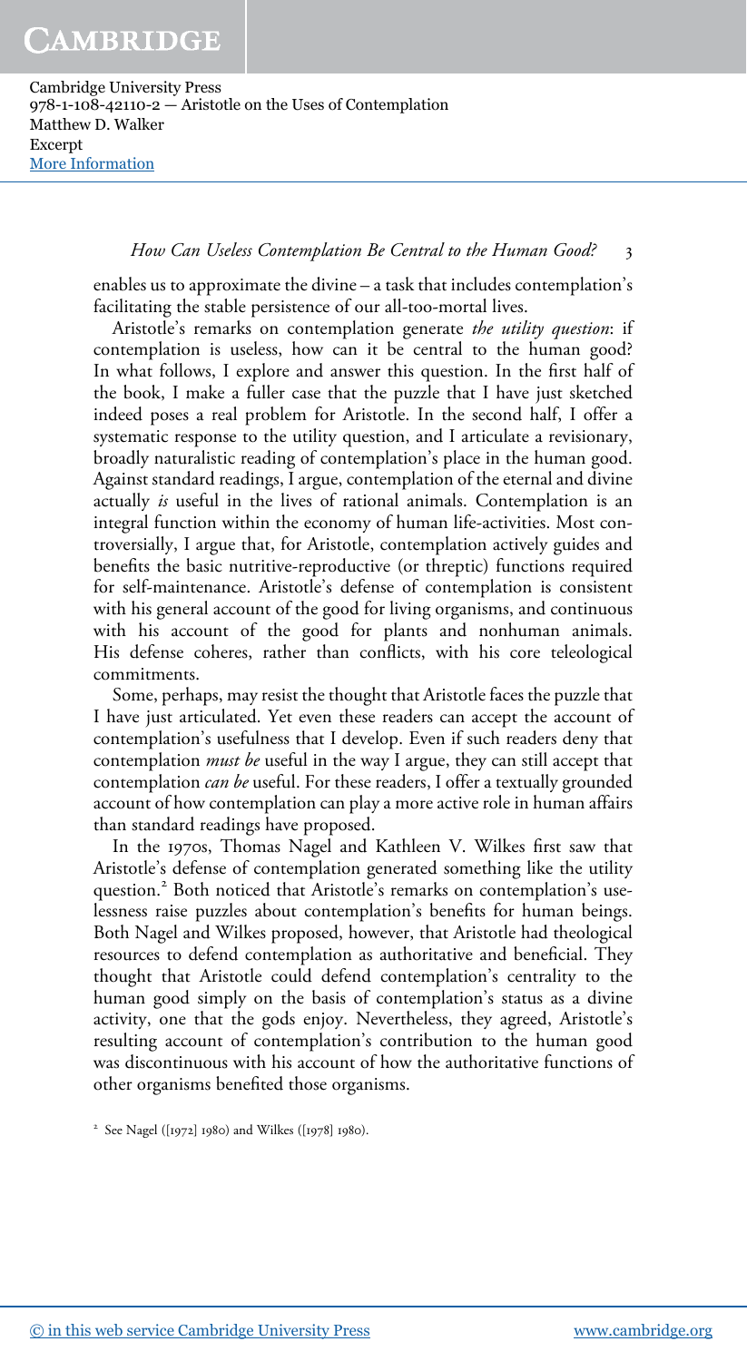enables us to approximate the divine – a task that includes contemplation's facilitating the stable persistence of our all-too-mortal lives.

Aristotle's remarks on contemplation generate *the utility question*: if contemplation is useless, how can it be central to the human good? In what follows, I explore and answer this question. In the first half of the book, I make a fuller case that the puzzle that I have just sketched indeed poses a real problem for Aristotle. In the second half, I offer a systematic response to the utility question, and I articulate a revisionary, broadly naturalistic reading of contemplation's place in the human good. Against standard readings, I argue, contemplation of the eternal and divine actually *is* useful in the lives of rational animals. Contemplation is an integral function within the economy of human life-activities. Most controversially, I argue that, for Aristotle, contemplation actively guides and benefits the basic nutritive-reproductive (or threptic) functions required for self-maintenance. Aristotle's defense of contemplation is consistent with his general account of the good for living organisms, and continuous with his account of the good for plants and nonhuman animals. His defense coheres, rather than conflicts, with his core teleological commitments.

Some, perhaps, may resist the thought that Aristotle faces the puzzle that I have just articulated. Yet even these readers can accept the account of contemplation's usefulness that I develop. Even if such readers deny that contemplation *must be* useful in the way I argue, they can still accept that contemplation *can be* useful. For these readers, I offer a textually grounded account of how contemplation can play a more active role in human affairs than standard readings have proposed.

In the 1970s, Thomas Nagel and Kathleen V. Wilkes first saw that Aristotle's defense of contemplation generated something like the utility question.[2] Both noticed that Aristotle's remarks on contemplation's uselessness raise puzzles about contemplation's benefits for human beings. Both Nagel and Wilkes proposed, however, that Aristotle had theological resources to defend contemplation as authoritative and beneficial. They thought that Aristotle could defend contemplation's centrality to the human good simply on the basis of contemplation's status as a divine activity, one that the gods enjoy. Nevertheless, they agreed, Aristotle's resulting account of contemplation's contribution to the human good was discontinuous with his account of how the authoritative functions of other organisms benefited those organisms.

[2] See Nagel ([1972] 1980) and Wilkes ([1978] 1980).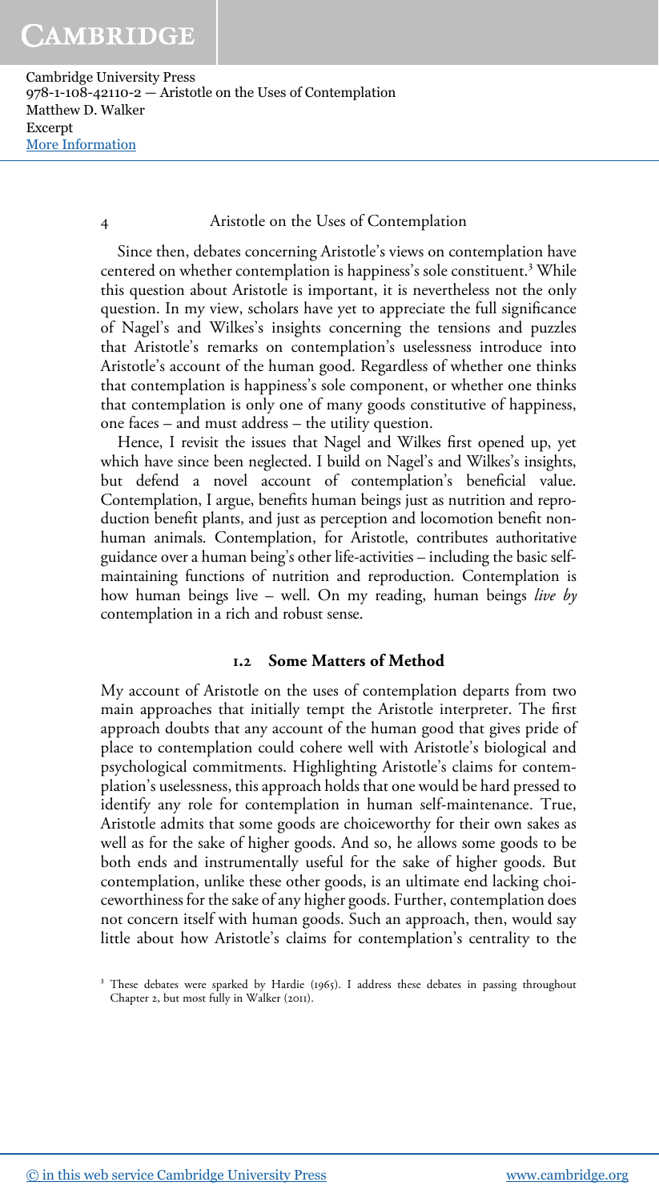Since then, debates concerning Aristotle's views on contemplation have centered on whether contemplation is happiness's sole constituent.[3] While this question about Aristotle is important, it is nevertheless not the only question. In my view, scholars have yet to appreciate the full significance of Nagel's and Wilkes's insights concerning the tensions and puzzles that Aristotle's remarks on contemplation's uselessness introduce into Aristotle's account of the human good. Regardless of whether one thinks that contemplation is happiness's sole component, or whether one thinks that contemplation is only one of many goods constitutive of happiness, one faces – and must address – the utility question.

Hence, I revisit the issues that Nagel and Wilkes first opened up, yet which have since been neglected. I build on Nagel's and Wilkes's insights, but defend a novel account of contemplation's beneficial value. Contemplation, I argue, benefits human beings just as nutrition and reproduction benefit plants, and just as perception and locomotion benefit nonhuman animals. Contemplation, for Aristotle, contributes authoritative guidance over a human being's other life-activities – including the basic self-maintaining functions of nutrition and reproduction. Contemplation is how human beings live – well. On my reading, human beings *live by* contemplation in a rich and robust sense.

## 1.2 Some Matters of Method

My account of Aristotle on the uses of contemplation departs from two main approaches that initially tempt the Aristotle interpreter. The first approach doubts that any account of the human good that gives pride of place to contemplation could cohere well with Aristotle's biological and psychological commitments. Highlighting Aristotle's claims for contemplation's uselessness, this approach holds that one would be hard pressed to identify any role for contemplation in human self-maintenance. True, Aristotle admits that some goods are choiceworthy for their own sakes as well as for the sake of higher goods. And so, he allows some goods to be both ends and instrumentally useful for the sake of higher goods. But contemplation, unlike these other goods, is an ultimate end lacking choiceworthiness for the sake of any higher goods. Further, contemplation does not concern itself with human goods. Such an approach, then, would say little about how Aristotle's claims for contemplation's centrality to the

[3] These debates were sparked by Hardie (1965). I address these debates in passing throughout Chapter 2, but most fully in Walker (2011).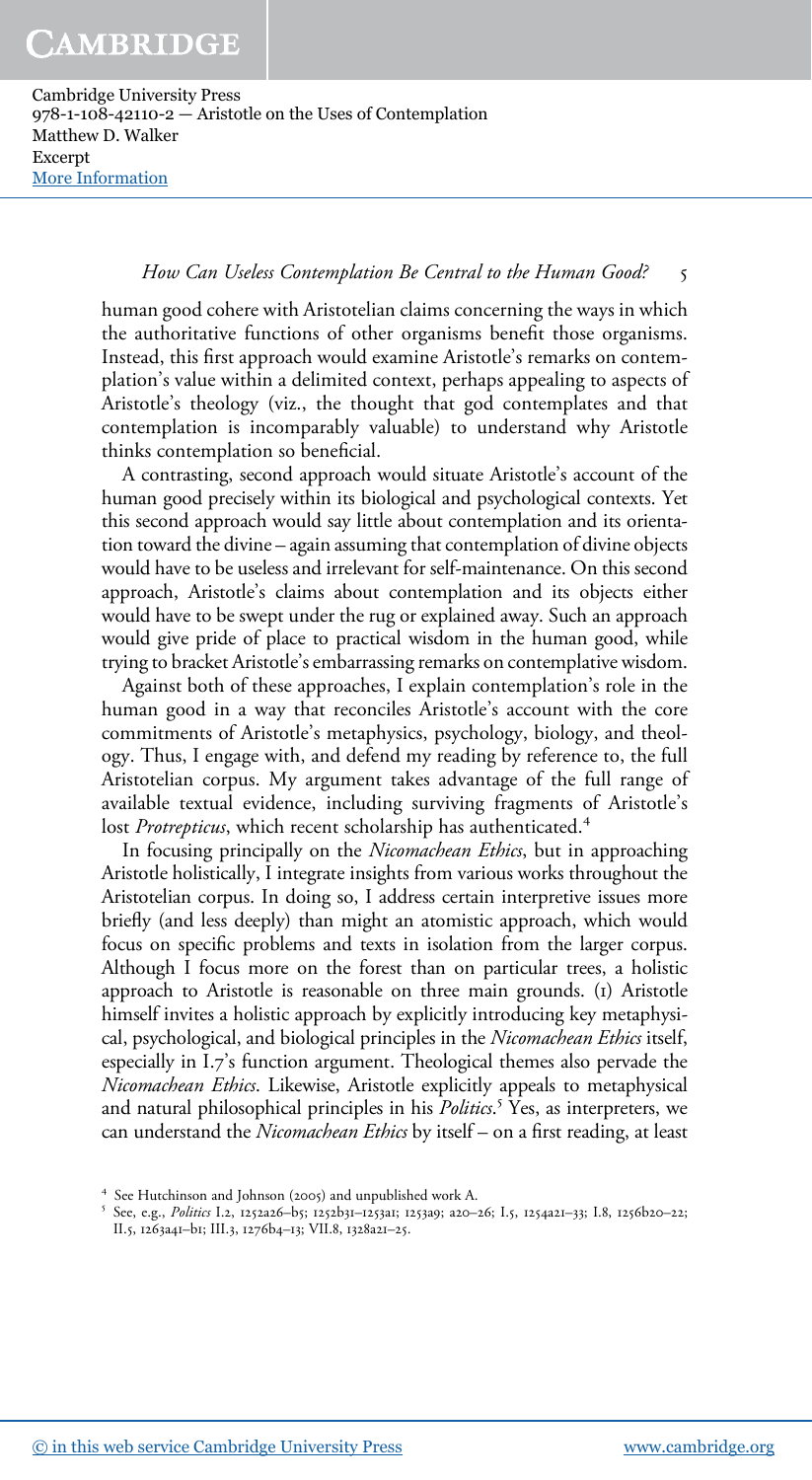human good cohere with Aristotelian claims concerning the ways in which the authoritative functions of other organisms benefit those organisms. Instead, this first approach would examine Aristotle's remarks on contemplation's value within a delimited context, perhaps appealing to aspects of Aristotle's theology (viz., the thought that god contemplates and that contemplation is incomparably valuable) to understand why Aristotle thinks contemplation so beneficial.

A contrasting, second approach would situate Aristotle's account of the human good precisely within its biological and psychological contexts. Yet this second approach would say little about contemplation and its orientation toward the divine – again assuming that contemplation of divine objects would have to be useless and irrelevant for self-maintenance. On this second approach, Aristotle's claims about contemplation and its objects either would have to be swept under the rug or explained away. Such an approach would give pride of place to practical wisdom in the human good, while trying to bracket Aristotle's embarrassing remarks on contemplative wisdom.

Against both of these approaches, I explain contemplation's role in the human good in a way that reconciles Aristotle's account with the core commitments of Aristotle's metaphysics, psychology, biology, and theology. Thus, I engage with, and defend my reading by reference to, the full Aristotelian corpus. My argument takes advantage of the full range of available textual evidence, including surviving fragments of Aristotle's lost *Protrepticus*, which recent scholarship has authenticated.[4]

In focusing principally on the *Nicomachean Ethics*, but in approaching Aristotle holistically, I integrate insights from various works throughout the Aristotelian corpus. In doing so, I address certain interpretive issues more briefly (and less deeply) than might an atomistic approach, which would focus on specific problems and texts in isolation from the larger corpus. Although I focus more on the forest than on particular trees, a holistic approach to Aristotle is reasonable on three main grounds. (1) Aristotle himself invites a holistic approach by explicitly introducing key metaphysical, psychological, and biological principles in the *Nicomachean Ethics* itself, especially in I.7's function argument. Theological themes also pervade the *Nicomachean Ethics*. Likewise, Aristotle explicitly appeals to metaphysical and natural philosophical principles in his *Politics*.[5] Yes, as interpreters, we can understand the *Nicomachean Ethics* by itself – on a first reading, at least

[4] See Hutchinson and Johnson (2005) and unpublished work A.

[5] See, e.g., *Politics* I.2, 1252a26–b5; 1252b31–1253a1; 1253a9; a20–26; I.5, 1254a21–33; I.8, 1256b20–22; II.5, 1263a41–b1; III.3, 1276b4–13; VII.8, 1328a21–25.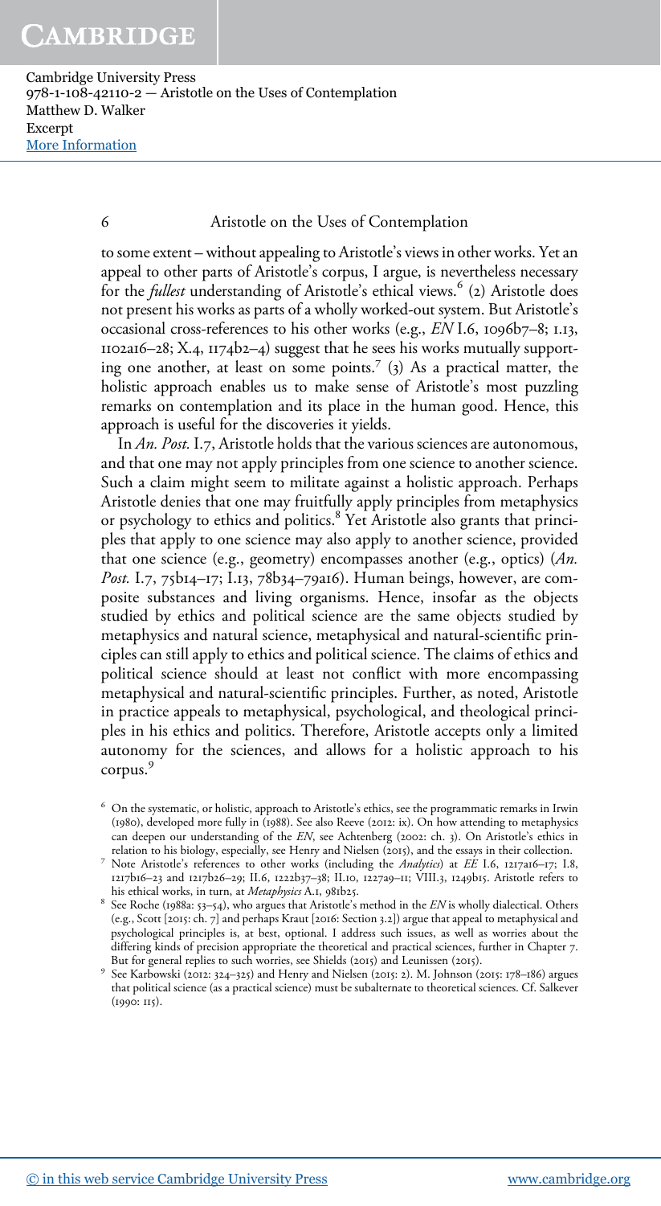to some extent – without appealing to Aristotle's views in other works. Yet an appeal to other parts of Aristotle's corpus, I argue, is nevertheless necessary for the *fullest* understanding of Aristotle's ethical views.[6] (2) Aristotle does not present his works as parts of a wholly worked-out system. But Aristotle's occasional cross-references to his other works (e.g., *EN* I.6, 1096b7–8; 1.13, 1102a16–28; X.4, 1174b2–4) suggest that he sees his works mutually supporting one another, at least on some points.[7] (3) As a practical matter, the holistic approach enables us to make sense of Aristotle's most puzzling remarks on contemplation and its place in the human good. Hence, this approach is useful for the discoveries it yields.

In *An. Post.* I.7, Aristotle holds that the various sciences are autonomous, and that one may not apply principles from one science to another science. Such a claim might seem to militate against a holistic approach. Perhaps Aristotle denies that one may fruitfully apply principles from metaphysics or psychology to ethics and politics.[8] Yet Aristotle also grants that principles that apply to one science may also apply to another science, provided that one science (e.g., geometry) encompasses another (e.g., optics) (*An. Post.* I.7, 75b14–17; I.13, 78b34–79a16). Human beings, however, are composite substances and living organisms. Hence, insofar as the objects studied by ethics and political science are the same objects studied by metaphysics and natural science, metaphysical and natural-scientific principles can still apply to ethics and political science. The claims of ethics and political science should at least not conflict with more encompassing metaphysical and natural-scientific principles. Further, as noted, Aristotle in practice appeals to metaphysical, psychological, and theological principles in his ethics and politics. Therefore, Aristotle accepts only a limited autonomy for the sciences, and allows for a holistic approach to his corpus.[9]

[6] On the systematic, or holistic, approach to Aristotle's ethics, see the programmatic remarks in Irwin (1980), developed more fully in (1988). See also Reeve (2012: ix). On how attending to metaphysics can deepen our understanding of the *EN*, see Achtenberg (2002: ch. 3). On Aristotle's ethics in relation to his biology, especially, see Henry and Nielsen (2015), and the essays in their collection.

[7] Note Aristotle's references to other works (including the *Analytics*) at *EE* I.6, 1217a16–17; I.8, 1217b16–23 and 1217b26–29; II.6, 1222b37–38; II.10, 1227a9–11; VIII.3, 1249b15. Aristotle refers to his ethical works, in turn, at *Metaphysics* A.1, 981b25.

[8] See Roche (1988a: 53–54), who argues that Aristotle's method in the *EN* is wholly dialectical. Others (e.g., Scott [2015: ch. 7] and perhaps Kraut [2016: Section 3.2]) argue that appeal to metaphysical and psychological principles is, at best, optional. I address such issues, as well as worries about the differing kinds of precision appropriate the theoretical and practical sciences, further in Chapter 7. But for general replies to such worries, see Shields (2015) and Leunissen (2015).

[9] See Karbowski (2012: 324–325) and Henry and Nielsen (2015: 2). M. Johnson (2015: 178–186) argues that political science (as a practical science) must be subalternate to theoretical sciences. Cf. Salkever (1990: 115).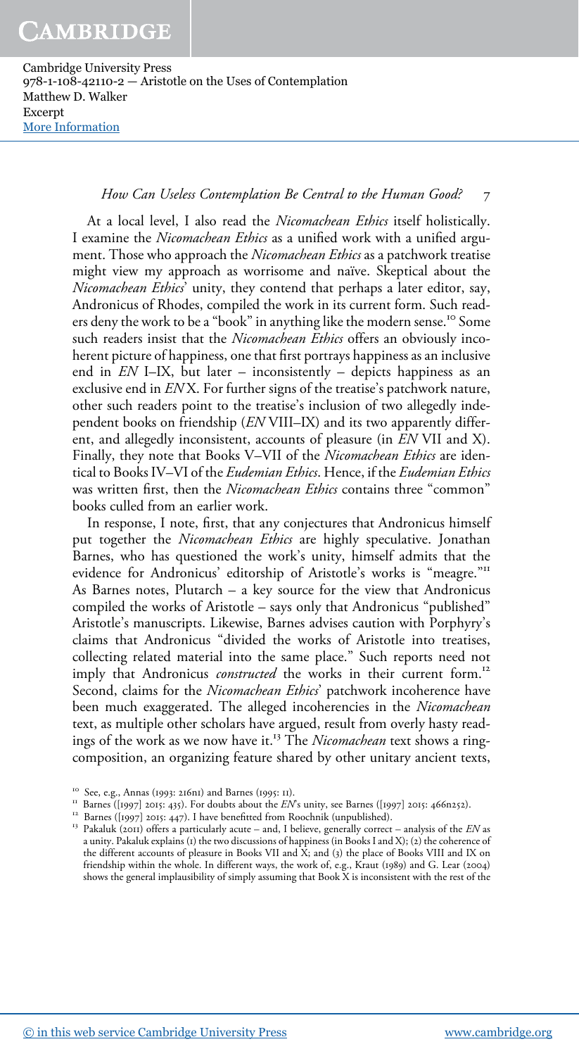At a local level, I also read the *Nicomachean Ethics* itself holistically. I examine the *Nicomachean Ethics* as a unified work with a unified argument. Those who approach the *Nicomachean Ethics* as a patchwork treatise might view my approach as worrisome and naïve. Skeptical about the *Nicomachean Ethics*' unity, they contend that perhaps a later editor, say, Andronicus of Rhodes, compiled the work in its current form. Such readers deny the work to be a "book" in anything like the modern sense.[10] Some such readers insist that the *Nicomachean Ethics* offers an obviously incoherent picture of happiness, one that first portrays happiness as an inclusive end in *EN* I–IX, but later – inconsistently – depicts happiness as an exclusive end in *EN* X. For further signs of the treatise's patchwork nature, other such readers point to the treatise's inclusion of two allegedly independent books on friendship (*EN* VIII–IX) and its two apparently different, and allegedly inconsistent, accounts of pleasure (in *EN* VII and X). Finally, they note that Books V–VII of the *Nicomachean Ethics* are identical to Books IV–VI of the *Eudemian Ethics*. Hence, if the *Eudemian Ethics* was written first, then the *Nicomachean Ethics* contains three "common" books culled from an earlier work.

In response, I note, first, that any conjectures that Andronicus himself put together the *Nicomachean Ethics* are highly speculative. Jonathan Barnes, who has questioned the work's unity, himself admits that the evidence for Andronicus' editorship of Aristotle's works is "meagre."[11] As Barnes notes, Plutarch – a key source for the view that Andronicus compiled the works of Aristotle – says only that Andronicus "published" Aristotle's manuscripts. Likewise, Barnes advises caution with Porphyry's claims that Andronicus "divided the works of Aristotle into treatises, collecting related material into the same place." Such reports need not imply that Andronicus *constructed* the works in their current form.[12] Second, claims for the *Nicomachean Ethics*' patchwork incoherence have been much exaggerated. The alleged incoherencies in the *Nicomachean* text, as multiple other scholars have argued, result from overly hasty readings of the work as we now have it.[13] The *Nicomachean* text shows a ring-composition, an organizing feature shared by other unitary ancient texts,

---

[10] See, e.g., Annas (1993: 216n1) and Barnes (1995: 11).

[11] Barnes ([1997] 2015: 435). For doubts about the *EN*'s unity, see Barnes ([1997] 2015: 466n252).

[12] Barnes ([1997] 2015: 447). I have benefitted from Roochnik (unpublished).

[13] Pakaluk (2011) offers a particularly acute – and, I believe, generally correct – analysis of the *EN* as a unity. Pakaluk explains (1) the two discussions of happiness (in Books I and X); (2) the coherence of the different accounts of pleasure in Books VII and X; and (3) the place of Books VIII and IX on friendship within the whole. In different ways, the work of, e.g., Kraut (1989) and G. Lear (2004) shows the general implausibility of simply assuming that Book X is inconsistent with the rest of the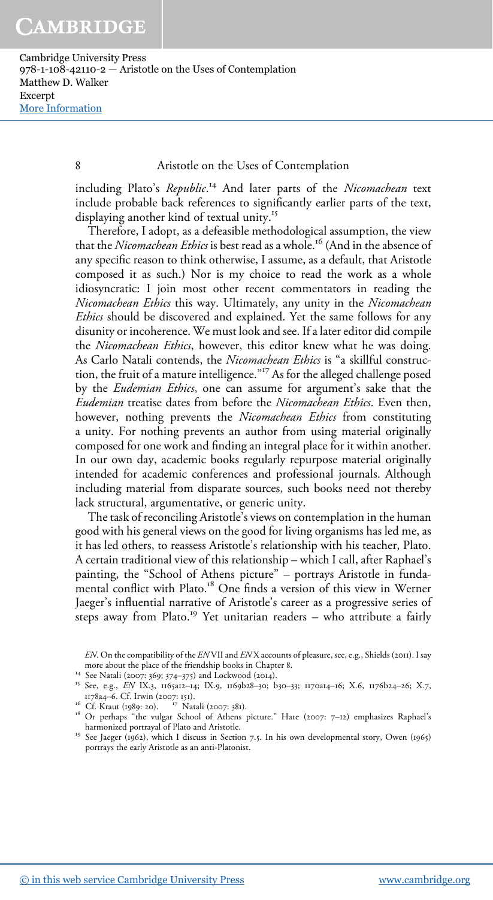including Plato's *Republic*.[14] And later parts of the *Nicomachean* text include probable back references to significantly earlier parts of the text, displaying another kind of textual unity.[15]

Therefore, I adopt, as a defeasible methodological assumption, the view that the *Nicomachean Ethics* is best read as a whole.[16] (And in the absence of any specific reason to think otherwise, I assume, as a default, that Aristotle composed it as such.) Nor is my choice to read the work as a whole idiosyncratic: I join most other recent commentators in reading the *Nicomachean Ethics* this way. Ultimately, any unity in the *Nicomachean Ethics* should be discovered and explained. Yet the same follows for any disunity or incoherence. We must look and see. If a later editor did compile the *Nicomachean Ethics*, however, this editor knew what he was doing. As Carlo Natali contends, the *Nicomachean Ethics* is "a skillful construction, the fruit of a mature intelligence."[17] As for the alleged challenge posed by the *Eudemian Ethics*, one can assume for argument's sake that the *Eudemian* treatise dates from before the *Nicomachean Ethics*. Even then, however, nothing prevents the *Nicomachean Ethics* from constituting a unity. For nothing prevents an author from using material originally composed for one work and finding an integral place for it within another. In our own day, academic books regularly repurpose material originally intended for academic conferences and professional journals. Although including material from disparate sources, such books need not thereby lack structural, argumentative, or generic unity.

The task of reconciling Aristotle's views on contemplation in the human good with his general views on the good for living organisms has led me, as it has led others, to reassess Aristotle's relationship with his teacher, Plato. A certain traditional view of this relationship – which I call, after Raphael's painting, the "School of Athens picture" – portrays Aristotle in fundamental conflict with Plato.[18] One finds a version of this view in Werner Jaeger's influential narrative of Aristotle's career as a progressive series of steps away from Plato.[19] Yet unitarian readers – who attribute a fairly

---

*EN*. On the compatibility of the *EN* VII and *EN* X accounts of pleasure, see, e.g., Shields (2011). I say more about the place of the friendship books in Chapter 8.

[14] See Natali (2007: 369; 374–375) and Lockwood (2014).

[15] See, e.g., *EN* IX.3, 1165a12–14; IX.9, 1169b28–30; b30–33; 1170a14–16; X.6, 1176b24–26; X.7, 1178a4–6. Cf. Irwin (2007: 151).

[16] Cf. Kraut (1989: 20).

[17] Natali (2007: 381).

[18] Or perhaps "the vulgar School of Athens picture." Hare (2007: 7–12) emphasizes Raphael's harmonized portrayal of Plato and Aristotle.

[19] See Jaeger (1962), which I discuss in Section 7.5. In his own developmental story, Owen (1965) portrays the early Aristotle as an anti-Platonist.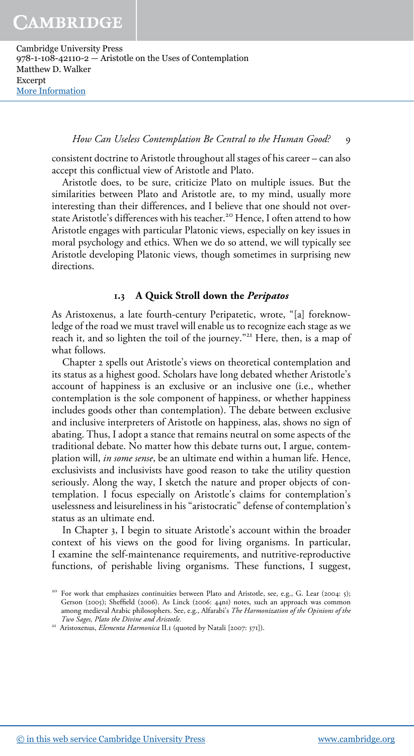consistent doctrine to Aristotle throughout all stages of his career – can also accept this conflictual view of Aristotle and Plato.

Aristotle does, to be sure, criticize Plato on multiple issues. But the similarities between Plato and Aristotle are, to my mind, usually more interesting than their differences, and I believe that one should not overstate Aristotle's differences with his teacher.[20] Hence, I often attend to how Aristotle engages with particular Platonic views, especially on key issues in moral psychology and ethics. When we do so attend, we will typically see Aristotle developing Platonic views, though sometimes in surprising new directions.

### 1.3 A Quick Stroll down the *Peripatos*

As Aristoxenus, a late fourth-century Peripatetic, wrote, "[a] foreknowledge of the road we must travel will enable us to recognize each stage as we reach it, and so lighten the toil of the journey."[21] Here, then, is a map of what follows.

Chapter 2 spells out Aristotle's views on theoretical contemplation and its status as a highest good. Scholars have long debated whether Aristotle's account of happiness is an exclusive or an inclusive one (i.e., whether contemplation is the sole component of happiness, or whether happiness includes goods other than contemplation). The debate between exclusive and inclusive interpreters of Aristotle on happiness, alas, shows no sign of abating. Thus, I adopt a stance that remains neutral on some aspects of the traditional debate. No matter how this debate turns out, I argue, contemplation will, *in some sense*, be an ultimate end within a human life. Hence, exclusivists and inclusivists have good reason to take the utility question seriously. Along the way, I sketch the nature and proper objects of contemplation. I focus especially on Aristotle's claims for contemplation's uselessness and leisureliness in his "aristocratic" defense of contemplation's status as an ultimate end.

In Chapter 3, I begin to situate Aristotle's account within the broader context of his views on the good for living organisms. In particular, I examine the self-maintenance requirements, and nutritive-reproductive functions, of perishable living organisms. These functions, I suggest,

[20] For work that emphasizes continuities between Plato and Aristotle, see, e.g., G. Lear (2004: 5); Gerson (2005); Sheffield (2006). As Linck (2006: 44n1) notes, such an approach was common among medieval Arabic philosophers. See, e.g., Alfarabi's *The Harmonization of the Opinions of the Two Sages, Plato the Divine and Aristotle.*

[21] Aristoxenus, *Elementa Harmonica* II.1 (quoted by Natali [2007: 371]).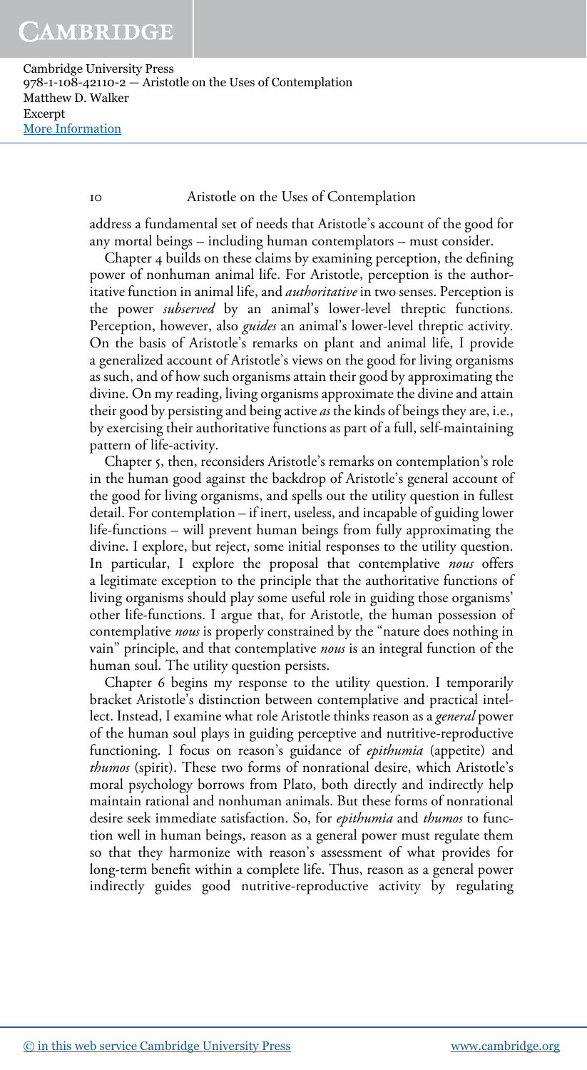address a fundamental set of needs that Aristotle's account of the good for any mortal beings – including human contemplators – must consider.

Chapter 4 builds on these claims by examining perception, the defining power of nonhuman animal life. For Aristotle, perception is the authoritative function in animal life, and *authoritative* in two senses. Perception is the power *subserved* by an animal's lower-level threptic functions. Perception, however, also *guides* an animal's lower-level threptic activity. On the basis of Aristotle's remarks on plant and animal life, I provide a generalized account of Aristotle's views on the good for living organisms as such, and of how such organisms attain their good by approximating the divine. On my reading, living organisms approximate the divine and attain their good by persisting and being active *as* the kinds of beings they are, i.e., by exercising their authoritative functions as part of a full, self-maintaining pattern of life-activity.

Chapter 5, then, reconsiders Aristotle's remarks on contemplation's role in the human good against the backdrop of Aristotle's general account of the good for living organisms, and spells out the utility question in fullest detail. For contemplation – if inert, useless, and incapable of guiding lower life-functions – will prevent human beings from fully approximating the divine. I explore, but reject, some initial responses to the utility question. In particular, I explore the proposal that contemplative *nous* offers a legitimate exception to the principle that the authoritative functions of living organisms should play some useful role in guiding those organisms' other life-functions. I argue that, for Aristotle, the human possession of contemplative *nous* is properly constrained by the "nature does nothing in vain" principle, and that contemplative *nous* is an integral function of the human soul. The utility question persists.

Chapter 6 begins my response to the utility question. I temporarily bracket Aristotle's distinction between contemplative and practical intellect. Instead, I examine what role Aristotle thinks reason as a *general* power of the human soul plays in guiding perceptive and nutritive-reproductive functioning. I focus on reason's guidance of *epithumia* (appetite) and *thumos* (spirit). These two forms of nonrational desire, which Aristotle's moral psychology borrows from Plato, both directly and indirectly help maintain rational and nonhuman animals. But these forms of nonrational desire seek immediate satisfaction. So, for *epithumia* and *thumos* to function well in human beings, reason as a general power must regulate them so that they harmonize with reason's assessment of what provides for long-term benefit within a complete life. Thus, reason as a general power indirectly guides good nutritive-reproductive activity by regulating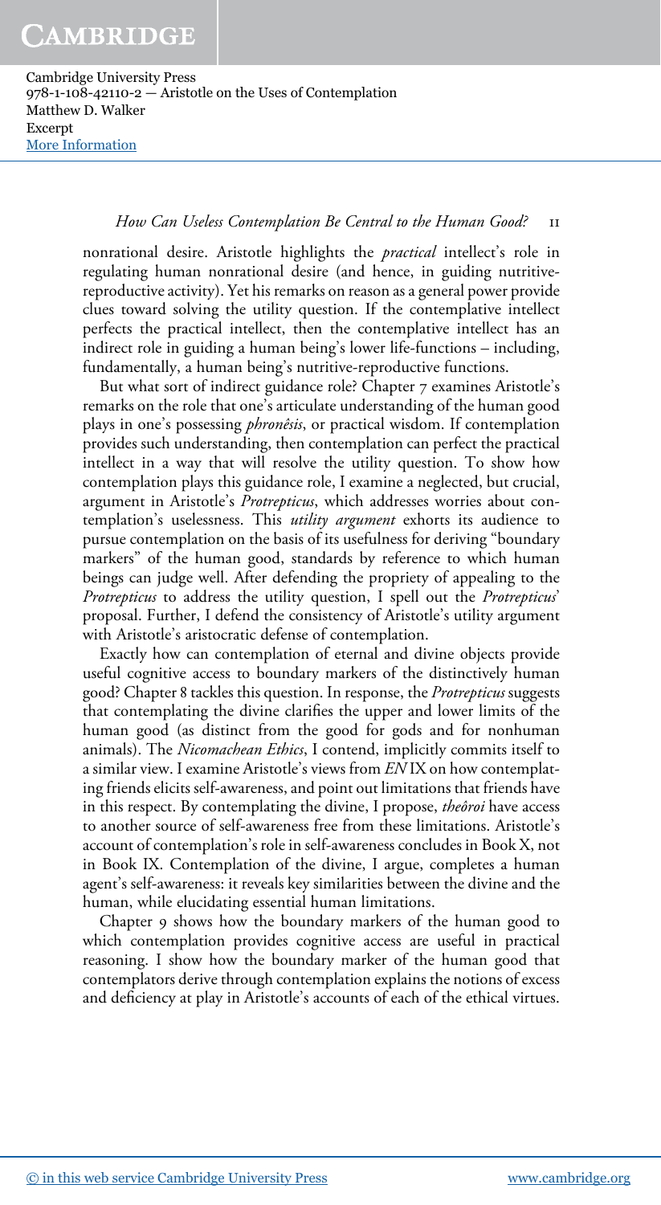nonrational desire. Aristotle highlights the *practical* intellect's role in regulating human nonrational desire (and hence, in guiding nutritive-reproductive activity). Yet his remarks on reason as a general power provide clues toward solving the utility question. If the contemplative intellect perfects the practical intellect, then the contemplative intellect has an indirect role in guiding a human being's lower life-functions – including, fundamentally, a human being's nutritive-reproductive functions.

But what sort of indirect guidance role? Chapter 7 examines Aristotle's remarks on the role that one's articulate understanding of the human good plays in one's possessing *phronêsis*, or practical wisdom. If contemplation provides such understanding, then contemplation can perfect the practical intellect in a way that will resolve the utility question. To show how contemplation plays this guidance role, I examine a neglected, but crucial, argument in Aristotle's *Protrepticus*, which addresses worries about contemplation's uselessness. This *utility argument* exhorts its audience to pursue contemplation on the basis of its usefulness for deriving "boundary markers" of the human good, standards by reference to which human beings can judge well. After defending the propriety of appealing to the *Protrepticus* to address the utility question, I spell out the *Protrepticus*' proposal. Further, I defend the consistency of Aristotle's utility argument with Aristotle's aristocratic defense of contemplation.

Exactly how can contemplation of eternal and divine objects provide useful cognitive access to boundary markers of the distinctively human good? Chapter 8 tackles this question. In response, the *Protrepticus* suggests that contemplating the divine clarifies the upper and lower limits of the human good (as distinct from the good for gods and for nonhuman animals). The *Nicomachean Ethics*, I contend, implicitly commits itself to a similar view. I examine Aristotle's views from *EN* IX on how contemplating friends elicits self-awareness, and point out limitations that friends have in this respect. By contemplating the divine, I propose, *theôroi* have access to another source of self-awareness free from these limitations. Aristotle's account of contemplation's role in self-awareness concludes in Book X, not in Book IX. Contemplation of the divine, I argue, completes a human agent's self-awareness: it reveals key similarities between the divine and the human, while elucidating essential human limitations.

Chapter 9 shows how the boundary markers of the human good to which contemplation provides cognitive access are useful in practical reasoning. I show how the boundary marker of the human good that contemplators derive through contemplation explains the notions of excess and deficiency at play in Aristotle's accounts of each of the ethical virtues.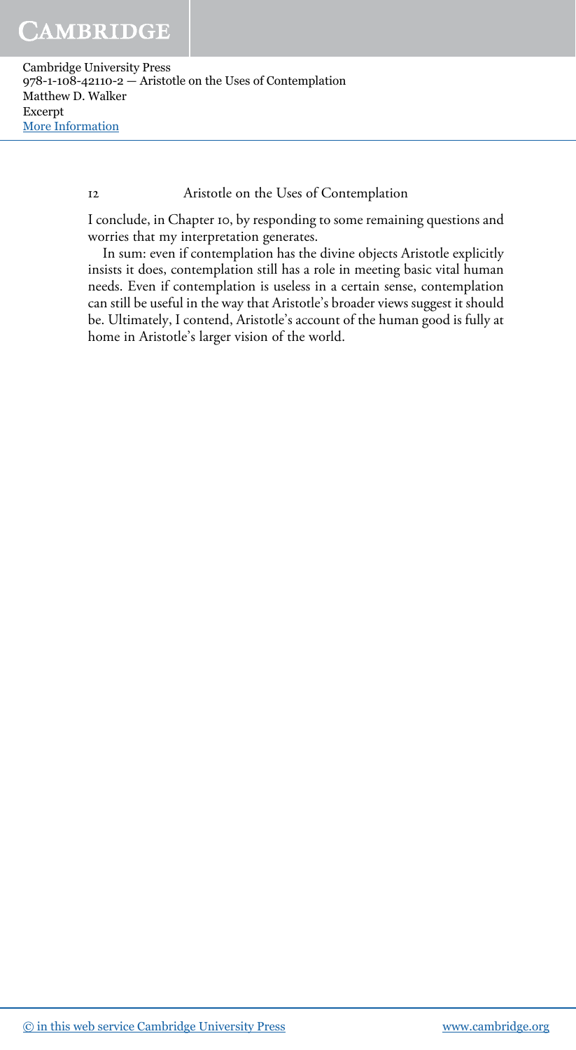I conclude, in Chapter 10, by responding to some remaining questions and worries that my interpretation generates.

In sum: even if contemplation has the divine objects Aristotle explicitly insists it does, contemplation still has a role in meeting basic vital human needs. Even if contemplation is useless in a certain sense, contemplation can still be useful in the way that Aristotle's broader views suggest it should be. Ultimately, I contend, Aristotle's account of the human good is fully at home in Aristotle's larger vision of the world.